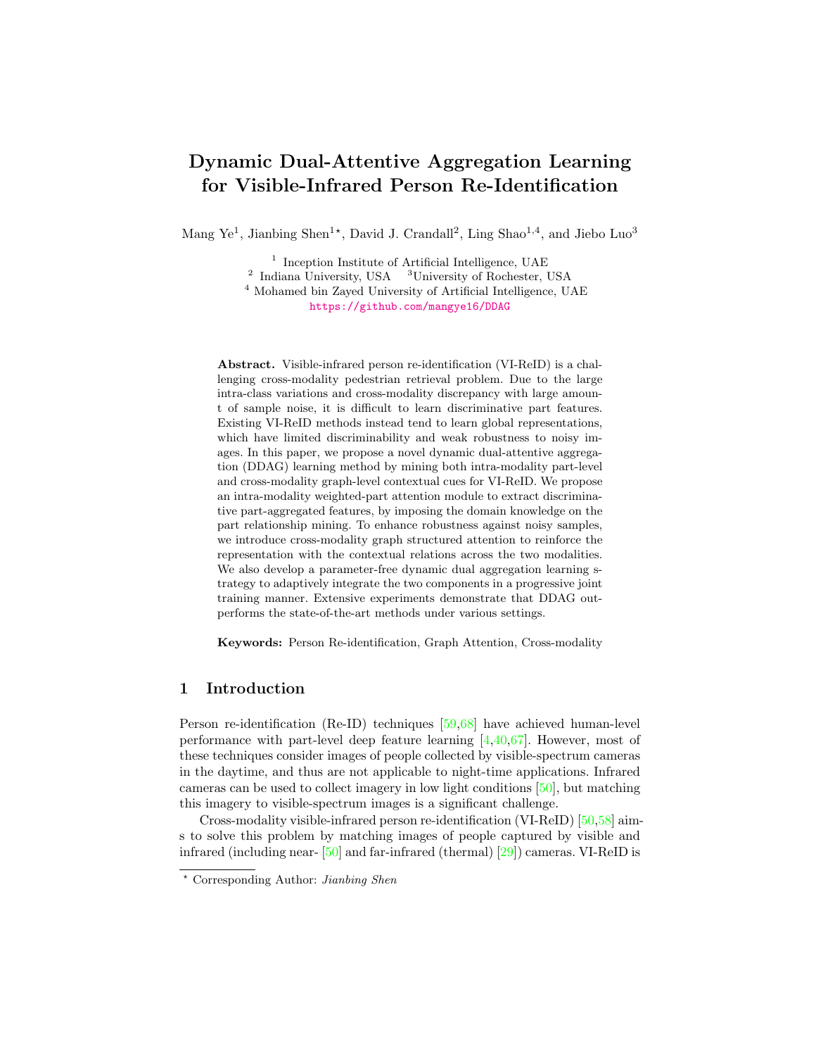# Dynamic Dual-Attentive Aggregation Learning for Visible-Infrared Person Re-Identification

Mang Ye[1], Jianbing Shen[1*], David J. Crandall[2], Ling Shao[1,4], and Jiebo Luo[3]

[1] Inception Institute of Artificial Intelligence, UAE
[2] Indiana University, USA [3]University of Rochester, USA
[4] Mohamed bin Zayed University of Artificial Intelligence, UAE
https://github.com/mangye16/DDAG

**Abstract.** Visible-infrared person re-identification (VI-ReID) is a challenging cross-modality pedestrian retrieval problem. Due to the large intra-class variations and cross-modality discrepancy with large amount of sample noise, it is difficult to learn discriminative part features. Existing VI-ReID methods instead tend to learn global representations, which have limited discriminability and weak robustness to noisy images. In this paper, we propose a novel dynamic dual-attentive aggregation (DDAG) learning method by mining both intra-modality part-level and cross-modality graph-level contextual cues for VI-ReID. We propose an intra-modality weighted-part attention module to extract discriminative part-aggregated features, by imposing the domain knowledge on the part relationship mining. To enhance robustness against noisy samples, we introduce cross-modality graph structured attention to reinforce the representation with the contextual relations across the two modalities. We also develop a parameter-free dynamic dual aggregation learning strategy to adaptively integrate the two components in a progressive joint training manner. Extensive experiments demonstrate that DDAG outperforms the state-of-the-art methods under various settings.

**Keywords:** Person Re-identification, Graph Attention, Cross-modality

## 1 Introduction

Person re-identification (Re-ID) techniques [59,68] have achieved human-level performance with part-level deep feature learning [4,40,67]. However, most of these techniques consider images of people collected by visible-spectrum cameras in the daytime, and thus are not applicable to night-time applications. Infrared cameras can be used to collect imagery in low light conditions [50], but matching this imagery to visible-spectrum images is a significant challenge.

Cross-modality visible-infrared person re-identification (VI-ReID) [50,58] aims to solve this problem by matching images of people captured by visible and infrared (including near- [50] and far-infrared (thermal) [29]) cameras. VI-ReID is

* Corresponding Author: *Jianbing Shen*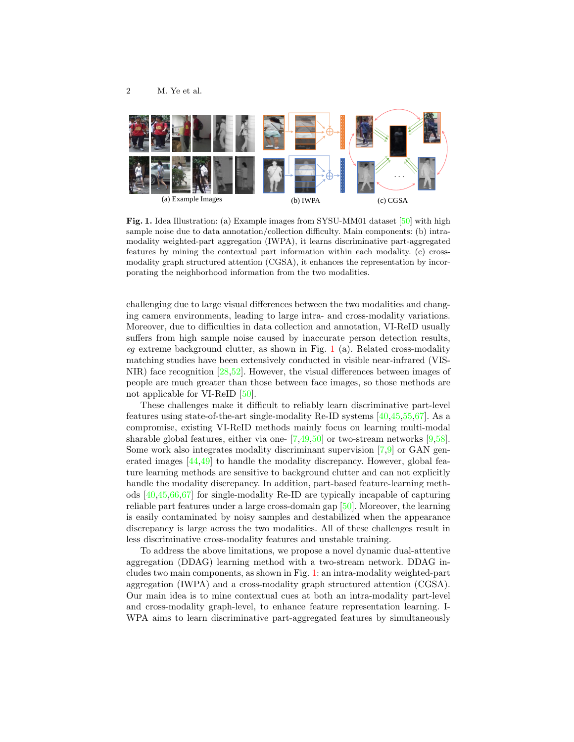(a) Example Images (b) IWPA (c) CGSA

**Fig. 1.** Idea Illustration: (a) Example images from SYSU-MM01 dataset [50] with high sample noise due to data annotation/collection difficulty. Main components: (b) intra-modality weighted-part aggregation (IWPA), it learns discriminative part-aggregated features by mining the contextual part information within each modality. (c) cross-modality graph structured attention (CGSA), it enhances the representation by incorporating the neighborhood information from the two modalities.

challenging due to large visual differences between the two modalities and changing camera environments, leading to large intra- and cross-modality variations. Moreover, due to difficulties in data collection and annotation, VI-ReID usually suffers from high sample noise caused by inaccurate person detection results, *eg* extreme background clutter, as shown in Fig. 1 (a). Related cross-modality matching studies have been extensively conducted in visible near-infrared (VIS-NIR) face recognition [28,52]. However, the visual differences between images of people are much greater than those between face images, so those methods are not applicable for VI-ReID [50].

These challenges make it difficult to reliably learn discriminative part-level features using state-of-the-art single-modality Re-ID systems [40,45,55,67]. As a compromise, existing VI-ReID methods mainly focus on learning multi-modal sharable global features, either via one- [7,49,50] or two-stream networks [9,58]. Some work also integrates modality discriminant supervision [7,9] or GAN generated images [44,49] to handle the modality discrepancy. However, global feature learning methods are sensitive to background clutter and can not explicitly handle the modality discrepancy. In addition, part-based feature-learning methods [40,45,66,67] for single-modality Re-ID are typically incapable of capturing reliable part features under a large cross-domain gap [50]. Moreover, the learning is easily contaminated by noisy samples and destabilized when the appearance discrepancy is large across the two modalities. All of these challenges result in less discriminative cross-modality features and unstable training.

To address the above limitations, we propose a novel dynamic dual-attentive aggregation (DDAG) learning method with a two-stream network. DDAG includes two main components, as shown in Fig. 1: an intra-modality weighted-part aggregation (IWPA) and a cross-modality graph structured attention (CGSA). Our main idea is to mine contextual cues at both an intra-modality part-level and cross-modality graph-level, to enhance feature representation learning. IWPA aims to learn discriminative part-aggregated features by simultaneously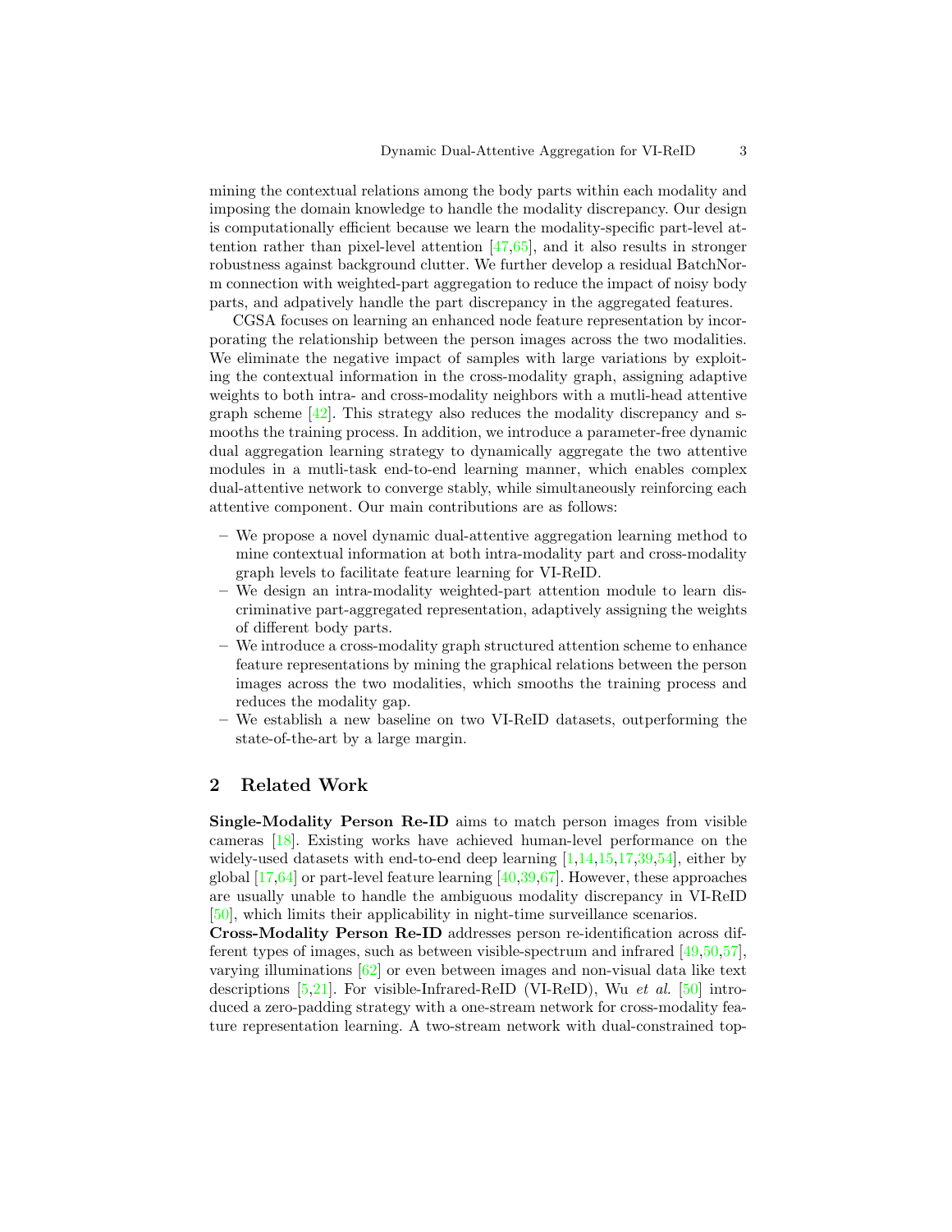mining the contextual relations among the body parts within each modality and imposing the domain knowledge to handle the modality discrepancy. Our design is computationally efficient because we learn the modality-specific part-level attention rather than pixel-level attention [47,65], and it also results in stronger robustness against background clutter. We further develop a residual BatchNorm connection with weighted-part aggregation to reduce the impact of noisy body parts, and adpatively handle the part discrepancy in the aggregated features.

CGSA focuses on learning an enhanced node feature representation by incorporating the relationship between the person images across the two modalities. We eliminate the negative impact of samples with large variations by exploiting the contextual information in the cross-modality graph, assigning adaptive weights to both intra- and cross-modality neighbors with a mutli-head attentive graph scheme [42]. This strategy also reduces the modality discrepancy and smooths the training process. In addition, we introduce a parameter-free dynamic dual aggregation learning strategy to dynamically aggregate the two attentive modules in a mutli-task end-to-end learning manner, which enables complex dual-attentive network to converge stably, while simultaneously reinforcing each attentive component. Our main contributions are as follows:

- We propose a novel dynamic dual-attentive aggregation learning method to mine contextual information at both intra-modality part and cross-modality graph levels to facilitate feature learning for VI-ReID.
- We design an intra-modality weighted-part attention module to learn discriminative part-aggregated representation, adaptively assigning the weights of different body parts.
- We introduce a cross-modality graph structured attention scheme to enhance feature representations by mining the graphical relations between the person images across the two modalities, which smooths the training process and reduces the modality gap.
- We establish a new baseline on two VI-ReID datasets, outperforming the state-of-the-art by a large margin.

## 2 Related Work

**Single-Modality Person Re-ID** aims to match person images from visible cameras [18]. Existing works have achieved human-level performance on the widely-used datasets with end-to-end deep learning [1,14,15,17,39,54], either by global [17,64] or part-level feature learning [40,39,67]. However, these approaches are usually unable to handle the ambiguous modality discrepancy in VI-ReID [50], which limits their applicability in night-time surveillance scenarios.

**Cross-Modality Person Re-ID** addresses person re-identification across different types of images, such as between visible-spectrum and infrared [49,50,57], varying illuminations [62] or even between images and non-visual data like text descriptions [5,21]. For visible-Infrared-ReID (VI-ReID), Wu *et al.* [50] introduced a zero-padding strategy with a one-stream network for cross-modality feature representation learning. A two-stream network with dual-constrained top-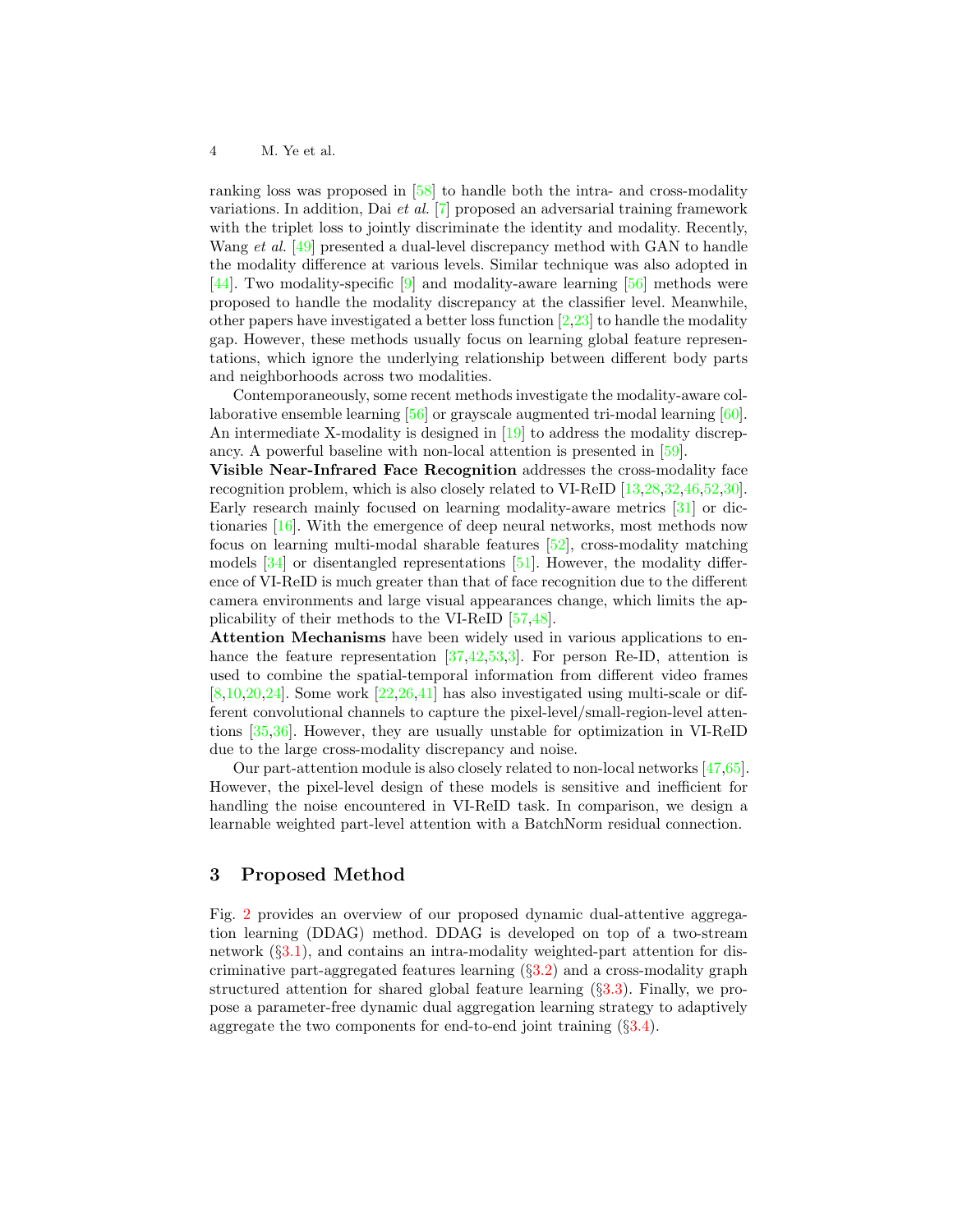ranking loss was proposed in [58] to handle both the intra- and cross-modality variations. In addition, Dai *et al.* [7] proposed an adversarial training framework with the triplet loss to jointly discriminate the identity and modality. Recently, Wang *et al.* [49] presented a dual-level discrepancy method with GAN to handle the modality difference at various levels. Similar technique was also adopted in [44]. Two modality-specific [9] and modality-aware learning [56] methods were proposed to handle the modality discrepancy at the classifier level. Meanwhile, other papers have investigated a better loss function [2,23] to handle the modality gap. However, these methods usually focus on learning global feature representations, which ignore the underlying relationship between different body parts and neighborhoods across two modalities.

Contemporaneously, some recent methods investigate the modality-aware collaborative ensemble learning [56] or grayscale augmented tri-modal learning [60]. An intermediate X-modality is designed in [19] to address the modality discrepancy. A powerful baseline with non-local attention is presented in [59].

**Visible Near-Infrared Face Recognition** addresses the cross-modality face recognition problem, which is also closely related to VI-ReID [13,28,32,46,52,30]. Early research mainly focused on learning modality-aware metrics [31] or dictionaries [16]. With the emergence of deep neural networks, most methods now focus on learning multi-modal sharable features [52], cross-modality matching models [34] or disentangled representations [51]. However, the modality difference of VI-ReID is much greater than that of face recognition due to the different camera environments and large visual appearances change, which limits the applicability of their methods to the VI-ReID [57,48].

**Attention Mechanisms** have been widely used in various applications to enhance the feature representation [37,42,53,3]. For person Re-ID, attention is used to combine the spatial-temporal information from different video frames [8,10,20,24]. Some work [22,26,41] has also investigated using multi-scale or different convolutional channels to capture the pixel-level/small-region-level attentions [35,36]. However, they are usually unstable for optimization in VI-ReID due to the large cross-modality discrepancy and noise.

Our part-attention module is also closely related to non-local networks [47,65]. However, the pixel-level design of these models is sensitive and inefficient for handling the noise encountered in VI-ReID task. In comparison, we design a learnable weighted part-level attention with a BatchNorm residual connection.

## 3 Proposed Method

Fig. 2 provides an overview of our proposed dynamic dual-attentive aggregation learning (DDAG) method. DDAG is developed on top of a two-stream network (§3.1), and contains an intra-modality weighted-part attention for discriminative part-aggregated features learning (§3.2) and a cross-modality graph structured attention for shared global feature learning (§3.3). Finally, we propose a parameter-free dynamic dual aggregation learning strategy to adaptively aggregate the two components for end-to-end joint training (§3.4).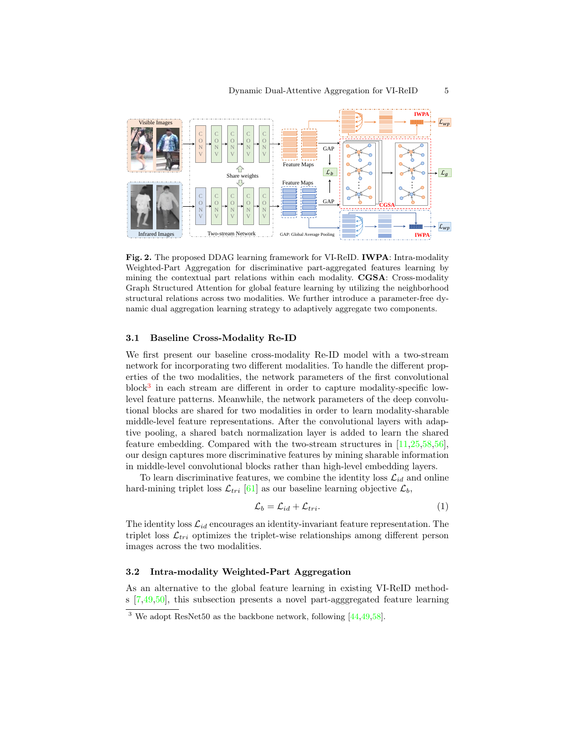**Fig. 2.** The proposed DDAG learning framework for VI-ReID. **IWPA**: Intra-modality Weighted-Part Aggregation for discriminative part-aggregated features learning by mining the contextual part relations within each modality. **CGSA**: Cross-modality Graph Structured Attention for global feature learning by utilizing the neighborhood structural relations across two modalities. We further introduce a parameter-free dynamic dual aggregation learning strategy to adaptively aggregate two components.

### 3.1 Baseline Cross-Modality Re-ID

We first present our baseline cross-modality Re-ID model with a two-stream network for incorporating two different modalities. To handle the different properties of the two modalities, the network parameters of the first convolutional block[3] in each stream are different in order to capture modality-specific low-level feature patterns. Meanwhile, the network parameters of the deep convolutional blocks are shared for two modalities in order to learn modality-sharable middle-level feature representations. After the convolutional layers with adaptive pooling, a shared batch normalization layer is added to learn the shared feature embedding. Compared with the two-stream structures in [11,25,58,56], our design captures more discriminative features by mining sharable information in middle-level convolutional blocks rather than high-level embedding layers.

To learn discriminative features, we combine the identity loss $\mathcal{L}_{id}$ and online hard-mining triplet loss $\mathcal{L}_{tri}$ [61] as our baseline learning objective $\mathcal{L}_b$,

$$\mathcal{L}_b = \mathcal{L}_{id} + \mathcal{L}_{tri}. \tag{1}$$

The identity loss $\mathcal{L}_{id}$ encourages an identity-invariant feature representation. The triplet loss $\mathcal{L}_{tri}$ optimizes the triplet-wise relationships among different person images across the two modalities.

### 3.2 Intra-modality Weighted-Part Aggregation

As an alternative to the global feature learning in existing VI-ReID methods [7,49,50], this subsection presents a novel part-agggregated feature learning

[3] We adopt ResNet50 as the backbone network, following [44,49,58].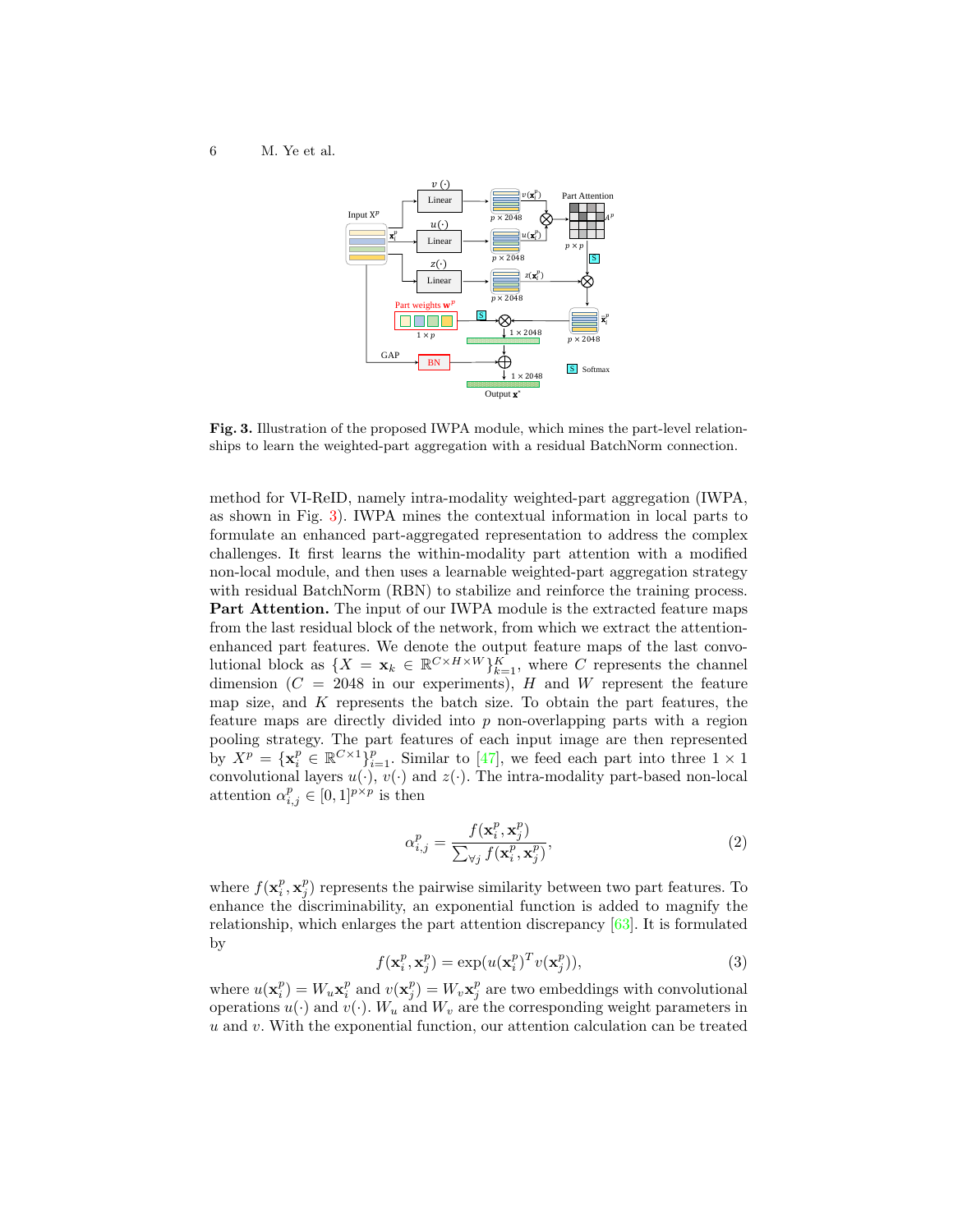**Fig. 3.** Illustration of the proposed IWPA module, which mines the part-level relationships to learn the weighted-part aggregation with a residual BatchNorm connection.

method for VI-ReID, namely intra-modality weighted-part aggregation (IWPA, as shown in Fig. 3). IWPA mines the contextual information in local parts to formulate an enhanced part-aggregated representation to address the complex challenges. It first learns the within-modality part attention with a modified non-local module, and then uses a learnable weighted-part aggregation strategy with residual BatchNorm (RBN) to stabilize and reinforce the training process.

**Part Attention.** The input of our IWPA module is the extracted feature maps from the last residual block of the network, from which we extract the attention-enhanced part features. We denote the output feature maps of the last convolutional block as $\{X = \mathbf{x}_k \in \mathbb{R}^{C \times H \times W}\}_{k=1}^{K}$, where $C$ represents the channel dimension ($C = 2048$ in our experiments), $H$ and $W$ represent the feature map size, and $K$ represents the batch size. To obtain the part features, the feature maps are directly divided into $p$ non-overlapping parts with a region pooling strategy. The part features of each input image are then represented by $X^p = \{\mathbf{x}_i^p \in \mathbb{R}^{C \times 1}\}_{i=1}^{p}$. Similar to [47], we feed each part into three $1 \times 1$ convolutional layers $u(\cdot)$, $v(\cdot)$ and $z(\cdot)$. The intra-modality part-based non-local attention $\alpha_{i,j}^p \in [0,1]^{p \times p}$ is then

$$\alpha_{i,j}^p = \frac{f(\mathbf{x}_i^p, \mathbf{x}_j^p)}{\sum_{\forall j} f(\mathbf{x}_i^p, \mathbf{x}_j^p)}, \tag{2}$$

where $f(\mathbf{x}_i^p, \mathbf{x}_j^p)$ represents the pairwise similarity between two part features. To enhance the discriminability, an exponential function is added to magnify the relationship, which enlarges the part attention discrepancy [63]. It is formulated by

$$f(\mathbf{x}_i^p, \mathbf{x}_j^p) = \exp(u(\mathbf{x}_i^p)^T v(\mathbf{x}_j^p)), \tag{3}$$

where $u(\mathbf{x}_i^p) = W_u \mathbf{x}_i^p$ and $v(\mathbf{x}_j^p) = W_v \mathbf{x}_j^p$ are two embeddings with convolutional operations $u(\cdot)$ and $v(\cdot)$. $W_u$ and $W_v$ are the corresponding weight parameters in $u$ and $v$. With the exponential function, our attention calculation can be treated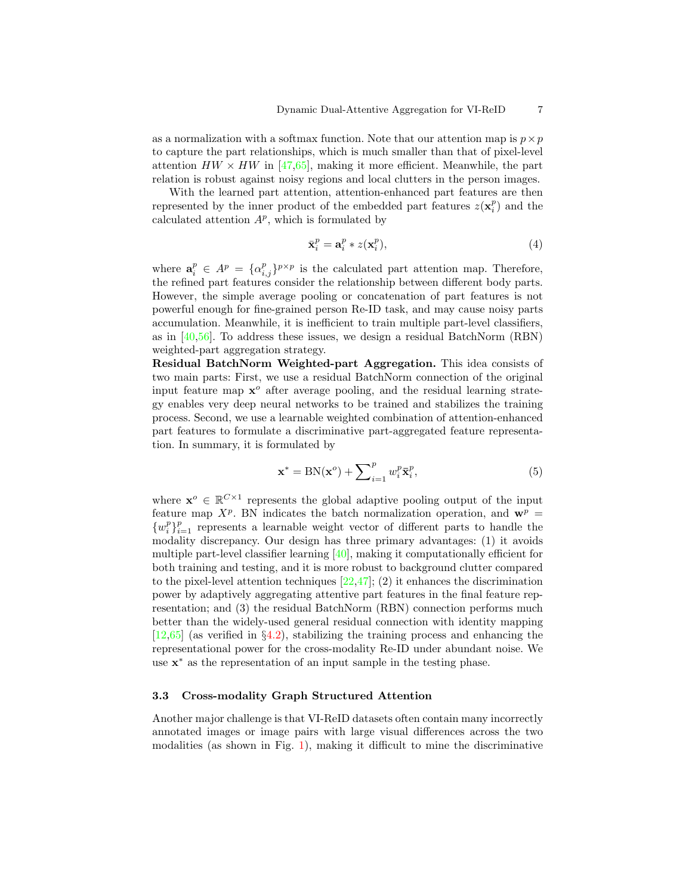as a normalization with a softmax function. Note that our attention map is $p \times p$ to capture the part relationships, which is much smaller than that of pixel-level attention $HW \times HW$ in [47,65], making it more efficient. Meanwhile, the part relation is robust against noisy regions and local clutters in the person images.

With the learned part attention, attention-enhanced part features are then represented by the inner product of the embedded part features $z(\mathbf{x}_i^p)$ and the calculated attention $A^p$, which is formulated by

$$\bar{\mathbf{x}}_i^p = \mathbf{a}_i^p * z(\mathbf{x}_i^p), \tag{4}$$

where $\mathbf{a}_i^p \in A^p = \{\alpha_{i,j}^p\}^{p \times p}$ is the calculated part attention map. Therefore, the refined part features consider the relationship between different body parts. However, the simple average pooling or concatenation of part features is not powerful enough for fine-grained person Re-ID task, and may cause noisy parts accumulation. Meanwhile, it is inefficient to train multiple part-level classifiers, as in [40,56]. To address these issues, we design a residual BatchNorm (RBN) weighted-part aggregation strategy.

**Residual BatchNorm Weighted-part Aggregation.** This idea consists of two main parts: First, we use a residual BatchNorm connection of the original input feature map $\mathbf{x}^o$ after average pooling, and the residual learning strategy enables very deep neural networks to be trained and stabilizes the training process. Second, we use a learnable weighted combination of attention-enhanced part features to formulate a discriminative part-aggregated feature representation. In summary, it is formulated by

$$\mathbf{x}^* = \mathrm{BN}(\mathbf{x}^o) + \sum\nolimits_{i=1}^{p} w_i^p \bar{\mathbf{x}}_i^p, \tag{5}$$

where $\mathbf{x}^o \in \mathbb{R}^{C \times 1}$ represents the global adaptive pooling output of the input feature map $X^p$. BN indicates the batch normalization operation, and $\mathbf{w}^p = \{w_i^p\}_{i=1}^p$ represents a learnable weight vector of different parts to handle the modality discrepancy. Our design has three primary advantages: (1) it avoids multiple part-level classifier learning [40], making it computationally efficient for both training and testing, and it is more robust to background clutter compared to the pixel-level attention techniques [22,47]; (2) it enhances the discrimination power by adaptively aggregating attentive part features in the final feature representation; and (3) the residual BatchNorm (RBN) connection performs much better than the widely-used general residual connection with identity mapping [12,65] (as verified in §4.2), stabilizing the training process and enhancing the representational power for the cross-modality Re-ID under abundant noise. We use $\mathbf{x}^*$ as the representation of an input sample in the testing phase.

### 3.3 Cross-modality Graph Structured Attention

Another major challenge is that VI-ReID datasets often contain many incorrectly annotated images or image pairs with large visual differences across the two modalities (as shown in Fig. 1), making it difficult to mine the discriminative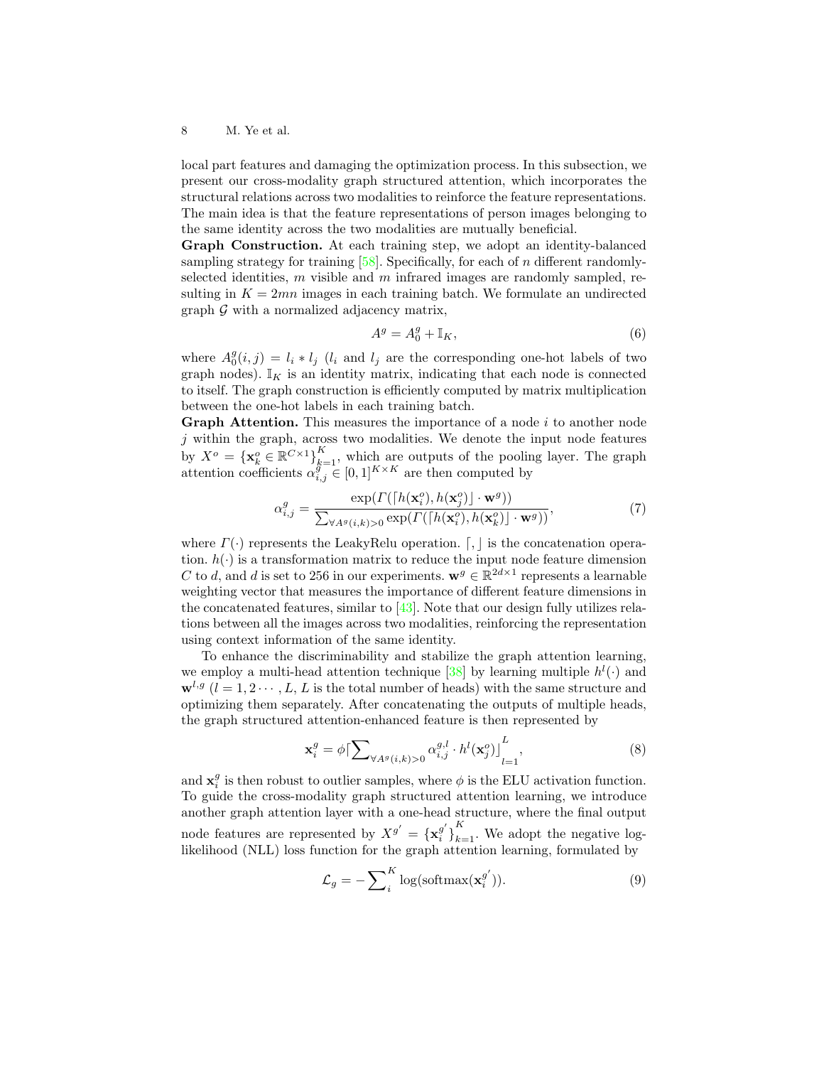local part features and damaging the optimization process. In this subsection, we present our cross-modality graph structured attention, which incorporates the structural relations across two modalities to reinforce the feature representations. The main idea is that the feature representations of person images belonging to the same identity across the two modalities are mutually beneficial.

**Graph Construction.** At each training step, we adopt an identity-balanced sampling strategy for training [58]. Specifically, for each of $n$ different randomly-selected identities, $m$ visible and $m$ infrared images are randomly sampled, resulting in $K = 2mn$ images in each training batch. We formulate an undirected graph $\mathcal{G}$ with a normalized adjacency matrix,

$$A^g = A_0^g + \mathbb{I}_K, \tag{6}$$

where $A_0^g(i,j) = l_i * l_j$ ($l_i$ and $l_j$ are the corresponding one-hot labels of two graph nodes). $\mathbb{I}_K$ is an identity matrix, indicating that each node is connected to itself. The graph construction is efficiently computed by matrix multiplication between the one-hot labels in each training batch.

**Graph Attention.** This measures the importance of a node $i$ to another node $j$ within the graph, across two modalities. We denote the input node features by $X^o = \{\mathbf{x}_k^o \in \mathbb{R}^{C\times 1}\}_{k=1}^K$, which are outputs of the pooling layer. The graph attention coefficients $\alpha_{i,j}^g \in [0,1]^{K\times K}$ are then computed by

$$\alpha_{i,j}^g = \frac{\exp(\Gamma(\lceil h(\mathbf{x}_i^o), h(\mathbf{x}_j^o) \rfloor \cdot \mathbf{w}^g))}{\sum_{\forall A^g(i,k)>0} \exp(\Gamma(\lceil h(\mathbf{x}_i^o), h(\mathbf{x}_k^o) \rfloor \cdot \mathbf{w}^g))}, \tag{7}$$

where $\Gamma(\cdot)$ represents the LeakyRelu operation. $\lceil, \rfloor$ is the concatenation operation. $h(\cdot)$ is a transformation matrix to reduce the input node feature dimension $C$ to $d$, and $d$ is set to 256 in our experiments. $\mathbf{w}^g \in \mathbb{R}^{2d\times 1}$ represents a learnable weighting vector that measures the importance of different feature dimensions in the concatenated features, similar to [43]. Note that our design fully utilizes relations between all the images across two modalities, reinforcing the representation using context information of the same identity.

To enhance the discriminability and stabilize the graph attention learning, we employ a multi-head attention technique [38] by learning multiple $h^l(\cdot)$ and $\mathbf{w}^{l,g}$ ($l = 1, 2 \cdots, L$, $L$ is the total number of heads) with the same structure and optimizing them separately. After concatenating the outputs of multiple heads, the graph structured attention-enhanced feature is then represented by

$$\mathbf{x}_i^g = \phi \lceil \sum\nolimits_{\forall A^g(i,k)>0} \alpha_{i,j}^{g,l} \cdot h^l(\mathbf{x}_j^o) \rfloor_{l=1}^L, \tag{8}$$

and $\mathbf{x}_i^g$ is then robust to outlier samples, where $\phi$ is the ELU activation function. To guide the cross-modality graph structured attention learning, we introduce another graph attention layer with a one-head structure, where the final output node features are represented by $X^{g'} = \{\mathbf{x}_i^{g'}\}_{k=1}^K$. We adopt the negative log-likelihood (NLL) loss function for the graph attention learning, formulated by

$$\mathcal{L}_g = -\sum\nolimits_i^K \log(\text{softmax}(\mathbf{x}_i^{g'})). \tag{9}$$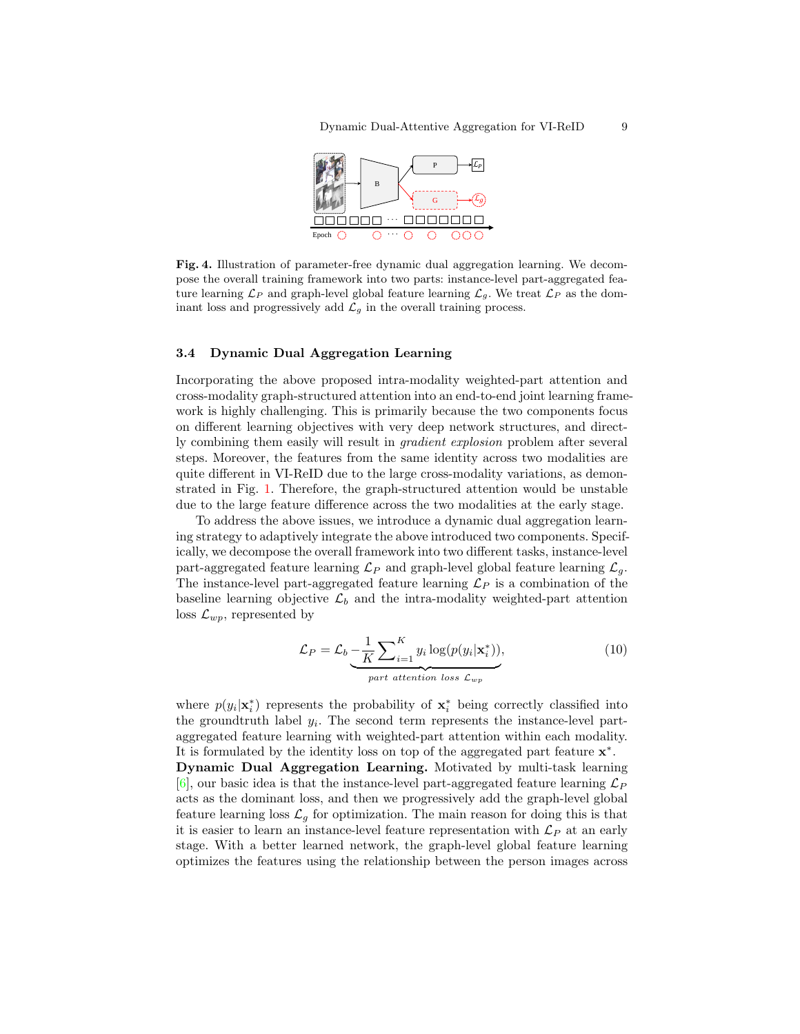**Fig. 4.** Illustration of parameter-free dynamic dual aggregation learning. We decompose the overall training framework into two parts: instance-level part-aggregated feature learning $\mathcal{L}_P$ and graph-level global feature learning $\mathcal{L}_g$. We treat $\mathcal{L}_P$ as the dominant loss and progressively add $\mathcal{L}_g$ in the overall training process.

### 3.4 Dynamic Dual Aggregation Learning

Incorporating the above proposed intra-modality weighted-part attention and cross-modality graph-structured attention into an end-to-end joint learning framework is highly challenging. This is primarily because the two components focus on different learning objectives with very deep network structures, and directly combining them easily will result in *gradient explosion* problem after several steps. Moreover, the features from the same identity across two modalities are quite different in VI-ReID due to the large cross-modality variations, as demonstrated in Fig. 1. Therefore, the graph-structured attention would be unstable due to the large feature difference across the two modalities at the early stage.

To address the above issues, we introduce a dynamic dual aggregation learning strategy to adaptively integrate the above introduced two components. Specifically, we decompose the overall framework into two different tasks, instance-level part-aggregated feature learning $\mathcal{L}_P$ and graph-level global feature learning $\mathcal{L}_g$. The instance-level part-aggregated feature learning $\mathcal{L}_P$ is a combination of the baseline learning objective $\mathcal{L}_b$ and the intra-modality weighted-part attention loss $\mathcal{L}_{wp}$, represented by

$$\mathcal{L}_P = \mathcal{L}_b \underbrace{- \frac{1}{K} \sum\nolimits_{i=1}^{K} y_i \log(p(y_i|\mathbf{x}_i^*))}_{part\ attention\ loss\ \mathcal{L}_{wp}}, \tag{10}$$

where $p(y_i|\mathbf{x}_i^*)$ represents the probability of $\mathbf{x}_i^*$ being correctly classified into the groundtruth label $y_i$. The second term represents the instance-level part-aggregated feature learning with weighted-part attention within each modality. It is formulated by the identity loss on top of the aggregated part feature $\mathbf{x}^*$.

**Dynamic Dual Aggregation Learning.** Motivated by multi-task learning [6], our basic idea is that the instance-level part-aggregated feature learning $\mathcal{L}_P$ acts as the dominant loss, and then we progressively add the graph-level global feature learning loss $\mathcal{L}_g$ for optimization. The main reason for doing this is that it is easier to learn an instance-level feature representation with $\mathcal{L}_P$ at an early stage. With a better learned network, the graph-level global feature learning optimizes the features using the relationship between the person images across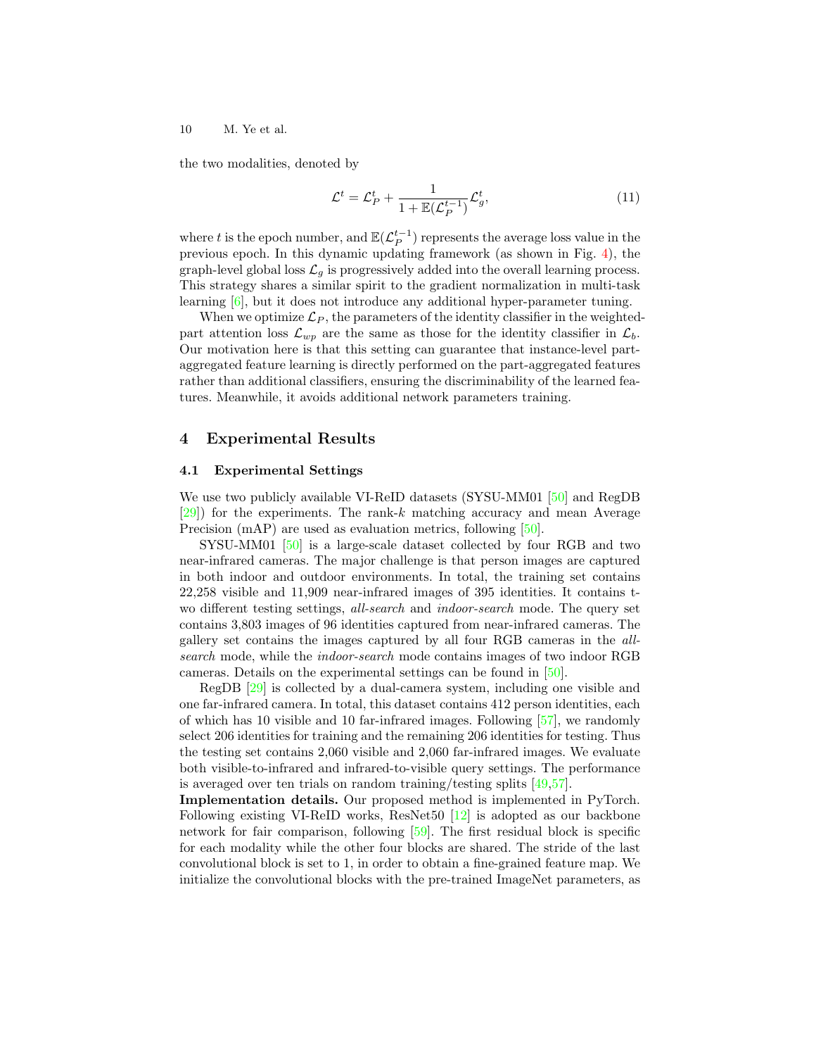the two modalities, denoted by

$$\mathcal{L}^t = \mathcal{L}_P^t + \frac{1}{1 + \mathbb{E}(\mathcal{L}_P^{t-1})} \mathcal{L}_g^t, \tag{11}$$

where $t$ is the epoch number, and $\mathbb{E}(\mathcal{L}_P^{t-1})$ represents the average loss value in the previous epoch. In this dynamic updating framework (as shown in Fig. 4), the graph-level global loss $\mathcal{L}_g$ is progressively added into the overall learning process. This strategy shares a similar spirit to the gradient normalization in multi-task learning [6], but it does not introduce any additional hyper-parameter tuning.

When we optimize $\mathcal{L}_P$, the parameters of the identity classifier in the weighted-part attention loss $\mathcal{L}_{wp}$ are the same as those for the identity classifier in $\mathcal{L}_b$. Our motivation here is that this setting can guarantee that instance-level part-aggregated feature learning is directly performed on the part-aggregated features rather than additional classifiers, ensuring the discriminability of the learned features. Meanwhile, it avoids additional network parameters training.

## 4 Experimental Results

### 4.1 Experimental Settings

We use two publicly available VI-ReID datasets (SYSU-MM01 [50] and RegDB [29]) for the experiments. The rank-$k$ matching accuracy and mean Average Precision (mAP) are used as evaluation metrics, following [50].

SYSU-MM01 [50] is a large-scale dataset collected by four RGB and two near-infrared cameras. The major challenge is that person images are captured in both indoor and outdoor environments. In total, the training set contains 22,258 visible and 11,909 near-infrared images of 395 identities. It contains two different testing settings, *all-search* and *indoor-search* mode. The query set contains 3,803 images of 96 identities captured from near-infrared cameras. The gallery set contains the images captured by all four RGB cameras in the *all-search* mode, while the *indoor-search* mode contains images of two indoor RGB cameras. Details on the experimental settings can be found in [50].

RegDB [29] is collected by a dual-camera system, including one visible and one far-infrared camera. In total, this dataset contains 412 person identities, each of which has 10 visible and 10 far-infrared images. Following [57], we randomly select 206 identities for training and the remaining 206 identities for testing. Thus the testing set contains 2,060 visible and 2,060 far-infrared images. We evaluate both visible-to-infrared and infrared-to-visible query settings. The performance is averaged over ten trials on random training/testing splits [49,57].

**Implementation details.** Our proposed method is implemented in PyTorch. Following existing VI-ReID works, ResNet50 [12] is adopted as our backbone network for fair comparison, following [59]. The first residual block is specific for each modality while the other four blocks are shared. The stride of the last convolutional block is set to 1, in order to obtain a fine-grained feature map. We initialize the convolutional blocks with the pre-trained ImageNet parameters, as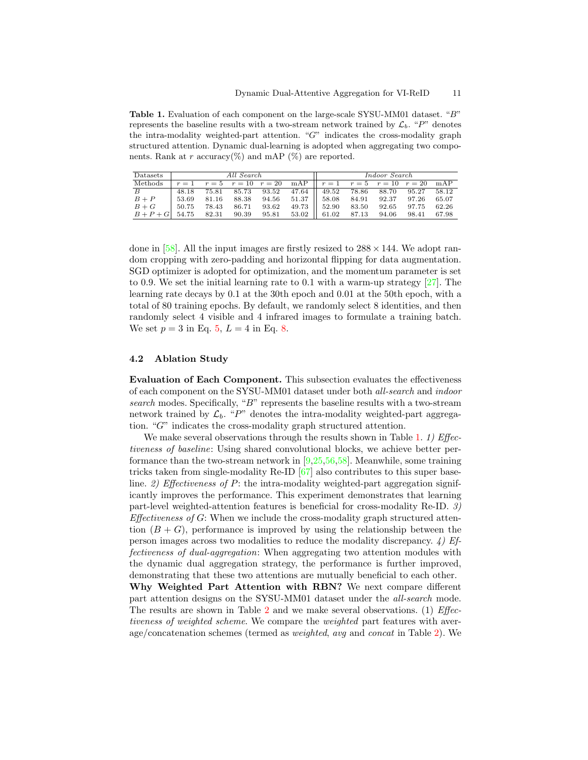**Table 1.** Evaluation of each component on the large-scale SYSU-MM01 dataset. "$B$" represents the baseline results with a two-stream network trained by $\mathcal{L}_b$. "$P$" denotes the intra-modality weighted-part attention. "$G$" indicates the cross-modality graph structured attention. Dynamic dual-learning is adopted when aggregating two components. Rank at $r$ accuracy(%) and mAP (%) are reported.

| Datasets | *All Search* | | | | | *Indoor Search* | | | | |
|---|---|---|---|---|---|---|---|---|---|---|
| Methods | $r=1$ | $r=5$ | $r=10$ | $r=20$ | mAP | $r=1$ | $r=5$ | $r=10$ | $r=20$ | mAP |
| $B$ | 48.18 | 75.81 | 85.73 | 93.52 | 47.64 | 49.52 | 78.86 | 88.70 | 95.27 | 58.12 |
| $B+P$ | 53.69 | 81.16 | 88.38 | 94.56 | 51.37 | 58.08 | 84.91 | 92.37 | 97.26 | 65.07 |
| $B+G$ | 50.75 | 78.43 | 86.71 | 93.62 | 49.73 | 52.90 | 83.50 | 92.65 | 97.75 | 62.26 |
| $B+P+G$ | 54.75 | 82.31 | 90.39 | 95.81 | 53.02 | 61.02 | 87.13 | 94.06 | 98.41 | 67.98 |

done in [58]. All the input images are firstly resized to $288 \times 144$. We adopt random cropping with zero-padding and horizontal flipping for data augmentation. SGD optimizer is adopted for optimization, and the momentum parameter is set to 0.9. We set the initial learning rate to 0.1 with a warm-up strategy [27]. The learning rate decays by 0.1 at the 30th epoch and 0.01 at the 50th epoch, with a total of 80 training epochs. By default, we randomly select 8 identities, and then randomly select 4 visible and 4 infrared images to formulate a training batch. We set $p = 3$ in Eq. 5, $L = 4$ in Eq. 8.

### 4.2 Ablation Study

**Evaluation of Each Component.** This subsection evaluates the effectiveness of each component on the SYSU-MM01 dataset under both *all-search* and *indoor search* modes. Specifically, "$B$" represents the baseline results with a two-stream network trained by $\mathcal{L}_b$. "$P$" denotes the intra-modality weighted-part aggregation. "$G$" indicates the cross-modality graph structured attention.

We make several observations through the results shown in Table 1. *1) Effectiveness of baseline*: Using shared convolutional blocks, we achieve better performance than the two-stream network in [9,25,56,58]. Meanwhile, some training tricks taken from single-modality Re-ID [67] also contributes to this super baseline. *2) Effectiveness of $P$*: the intra-modality weighted-part aggregation significantly improves the performance. This experiment demonstrates that learning part-level weighted-attention features is beneficial for cross-modality Re-ID. *3) Effectiveness of $G$*: When we include the cross-modality graph structured attention ($B + G$), performance is improved by using the relationship between the person images across two modalities to reduce the modality discrepancy. *4) Effectiveness of dual-aggregation*: When aggregating two attention modules with the dynamic dual aggregation strategy, the performance is further improved, demonstrating that these two attentions are mutually beneficial to each other.

**Why Weighted Part Attention with RBN?** We next compare different part attention designs on the SYSU-MM01 dataset under the *all-search* mode. The results are shown in Table 2 and we make several observations. (1) *Effectiveness of weighted scheme*. We compare the *weighted* part features with average/concatenation schemes (termed as *weighted*, *avg* and *concat* in Table 2). We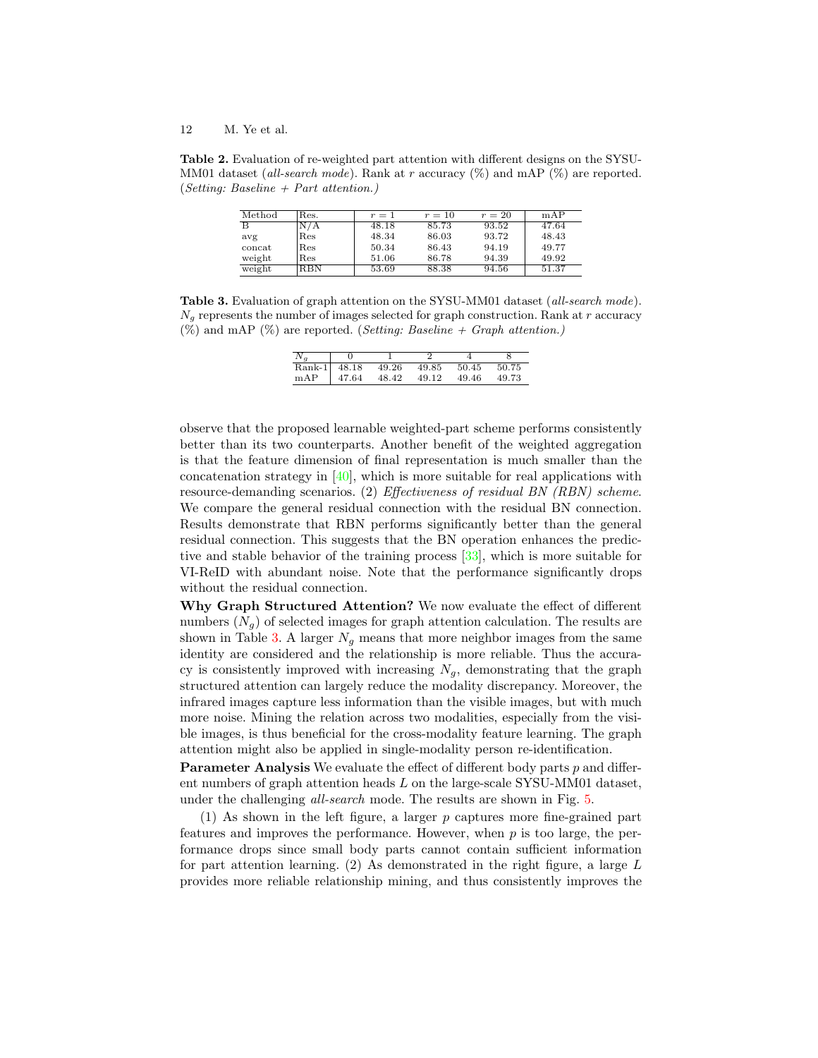**Table 2.** Evaluation of re-weighted part attention with different designs on the SYSU-MM01 dataset (*all-search mode*). Rank at $r$ accuracy (%) and mAP (%) are reported. (*Setting: Baseline + Part attention.*)

| Method | Res. | $r = 1$ | $r = 10$ | $r = 20$ | mAP |
|---|---|---|---|---|---|
| B | N/A | 48.18 | 85.73 | 93.52 | 47.64 |
| avg | Res | 48.34 | 86.03 | 93.72 | 48.43 |
| concat | Res | 50.34 | 86.43 | 94.19 | 49.77 |
| weight | Res | 51.06 | 86.78 | 94.39 | 49.92 |
| weight | RBN | 53.69 | 88.38 | 94.56 | 51.37 |

**Table 3.** Evaluation of graph attention on the SYSU-MM01 dataset (*all-search mode*). $N_g$ represents the number of images selected for graph construction. Rank at $r$ accuracy (%) and mAP (%) are reported. (*Setting: Baseline + Graph attention.*)

| $N_g$ | 0 | 1 | 2 | 4 | 8 |
|---|---|---|---|---|---|
| Rank-1 | 48.18 | 49.26 | 49.85 | 50.45 | 50.75 |
| mAP | 47.64 | 48.42 | 49.12 | 49.46 | 49.73 |

observe that the proposed learnable weighted-part scheme performs consistently better than its two counterparts. Another benefit of the weighted aggregation is that the feature dimension of final representation is much smaller than the concatenation strategy in [40], which is more suitable for real applications with resource-demanding scenarios. (2) *Effectiveness of residual BN (RBN) scheme*. We compare the general residual connection with the residual BN connection. Results demonstrate that RBN performs significantly better than the general residual connection. This suggests that the BN operation enhances the predictive and stable behavior of the training process [33], which is more suitable for VI-ReID with abundant noise. Note that the performance significantly drops without the residual connection.

**Why Graph Structured Attention?** We now evaluate the effect of different numbers ($N_g$) of selected images for graph attention calculation. The results are shown in Table 3. A larger $N_g$ means that more neighbor images from the same identity are considered and the relationship is more reliable. Thus the accuracy is consistently improved with increasing $N_g$, demonstrating that the graph structured attention can largely reduce the modality discrepancy. Moreover, the infrared images capture less information than the visible images, but with much more noise. Mining the relation across two modalities, especially from the visible images, is thus beneficial for the cross-modality feature learning. The graph attention might also be applied in single-modality person re-identification.

**Parameter Analysis** We evaluate the effect of different body parts $p$ and different numbers of graph attention heads $L$ on the large-scale SYSU-MM01 dataset, under the challenging *all-search* mode. The results are shown in Fig. 5.

(1) As shown in the left figure, a larger $p$ captures more fine-grained part features and improves the performance. However, when $p$ is too large, the performance drops since small body parts cannot contain sufficient information for part attention learning. (2) As demonstrated in the right figure, a large $L$ provides more reliable relationship mining, and thus consistently improves the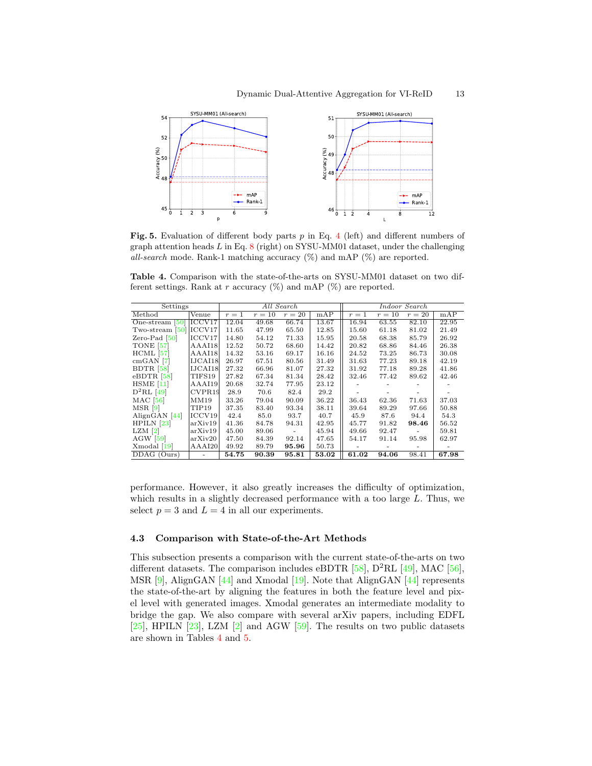**Fig. 5.** Evaluation of different body parts $p$ in Eq. 4 (left) and different numbers of graph attention heads $L$ in Eq. 8 (right) on SYSU-MM01 dataset, under the challenging *all-search* mode. Rank-1 matching accuracy (%) and mAP (%) are reported.

**Table 4.** Comparison with the state-of-the-arts on SYSU-MM01 dataset on two different settings. Rank at $r$ accuracy (%) and mAP (%) are reported.

| Settings | | *All Search* | | | | *Indoor Search* | | | |
|---|---|---|---|---|---|---|---|---|---|
| Method | Venue | $r=1$ | $r=10$ | $r=20$ | mAP | $r=1$ | $r=10$ | $r=20$ | mAP |
| One-stream [50] | ICCV17 | 12.04 | 49.68 | 66.74 | 13.67 | 16.94 | 63.55 | 82.10 | 22.95 |
| Two-stream [50] | ICCV17 | 11.65 | 47.99 | 65.50 | 12.85 | 15.60 | 61.18 | 81.02 | 21.49 |
| Zero-Pad [50] | ICCV17 | 14.80 | 54.12 | 71.33 | 15.95 | 20.58 | 68.38 | 85.79 | 26.92 |
| TONE [57] | AAAI18 | 12.52 | 50.72 | 68.60 | 14.42 | 20.82 | 68.86 | 84.46 | 26.38 |
| HCML [57] | AAAI18 | 14.32 | 53.16 | 69.17 | 16.16 | 24.52 | 73.25 | 86.73 | 30.08 |
| cmGAN [7] | IJCAI18 | 26.97 | 67.51 | 80.56 | 31.49 | 31.63 | 77.23 | 89.18 | 42.19 |
| BDTR [58] | IJCAI18 | 27.32 | 66.96 | 81.07 | 27.32 | 31.92 | 77.18 | 89.28 | 41.86 |
| eBDTR [58] | TIFS19 | 27.82 | 67.34 | 81.34 | 28.42 | 32.46 | 77.42 | 89.62 | 42.46 |
| HSME [11] | AAAI19 | 20.68 | 32.74 | 77.95 | 23.12 | - | - | - | - |
| D$^2$RL [49] | CVPR19 | 28.9 | 70.6 | 82.4 | 29.2 | - | - | - | - |
| MAC [56] | MM19 | 33.26 | 79.04 | 90.09 | 36.22 | 36.43 | 62.36 | 71.63 | 37.03 |
| MSR [9] | TIP19 | 37.35 | 83.40 | 93.34 | 38.11 | 39.64 | 89.29 | 97.66 | 50.88 |
| AlignGAN [44] | ICCV19 | 42.4 | 85.0 | 93.7 | 40.7 | 45.9 | 87.6 | 94.4 | 54.3 |
| HPILN [23] | arXiv19 | 41.36 | 84.78 | 94.31 | 42.95 | 45.77 | 91.82 | **98.46** | 56.52 |
| LZM [2] | arXiv19 | 45.00 | 89.06 | - | 45.94 | 49.66 | 92.47 | - | 59.81 |
| AGW [59] | arXiv20 | 47.50 | 84.39 | 92.14 | 47.65 | 54.17 | 91.14 | 95.98 | 62.97 |
| Xmodal [19] | AAAI20 | 49.92 | 89.79 | **95.96** | 50.73 | - | - | - | - |
| DDAG (Ours) | - | **54.75** | **90.39** | **95.81** | **53.02** | **61.02** | **94.06** | 98.41 | **67.98** |

performance. However, it also greatly increases the difficulty of optimization, which results in a slightly decreased performance with a too large $L$. Thus, we select $p = 3$ and $L = 4$ in all our experiments.

### 4.3 Comparison with State-of-the-Art Methods

This subsection presents a comparison with the current state-of-the-arts on two different datasets. The comparison includes eBDTR [58], D$^2$RL [49], MAC [56], MSR [9], AlignGAN [44] and Xmodal [19]. Note that AlignGAN [44] represents the state-of-the-art by aligning the features in both the feature level and pixel level with generated images. Xmodal generates an intermediate modality to bridge the gap. We also compare with several arXiv papers, including EDFL [25], HPILN [23], LZM [2] and AGW [59]. The results on two public datasets are shown in Tables 4 and 5.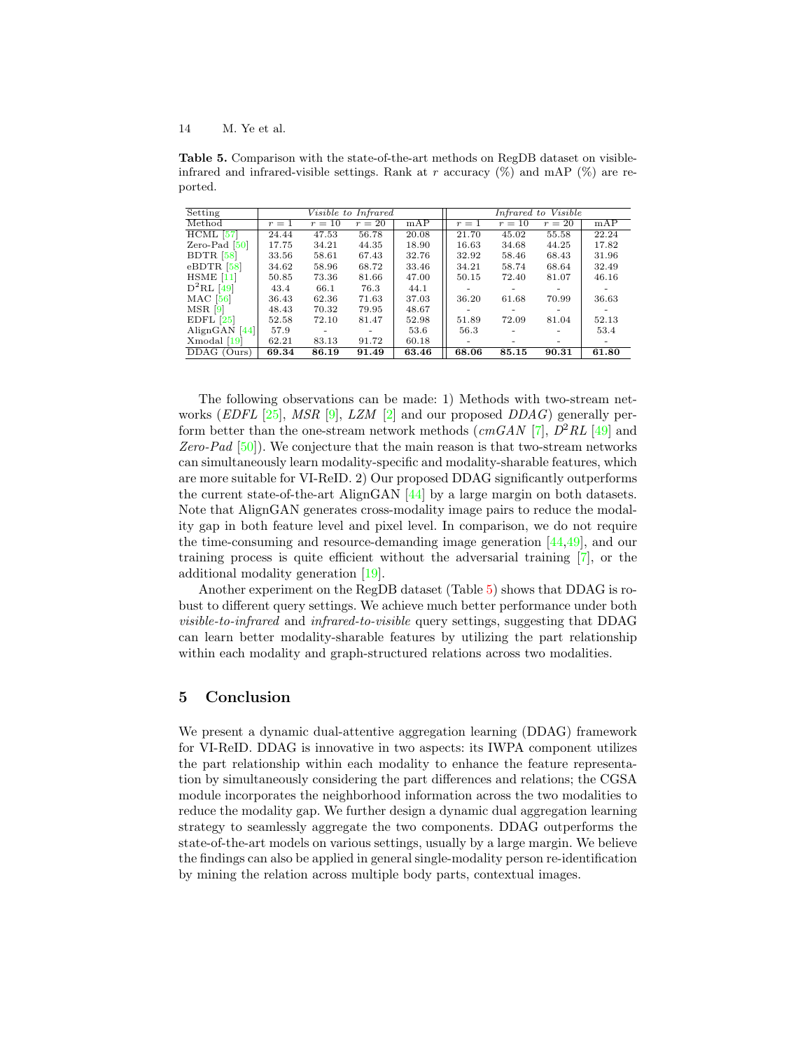**Table 5.** Comparison with the state-of-the-art methods on RegDB dataset on visible-infrared and infrared-visible settings. Rank at $r$ accuracy (%) and mAP (%) are reported.

| Setting | *Visible to Infrared* | | | | *Infrared to Visible* | | | |
|---|---|---|---|---|---|---|---|---|
| Method | $r=1$ | $r=10$ | $r=20$ | mAP | $r=1$ | $r=10$ | $r=20$ | mAP |
| HCML [57] | 24.44 | 47.53 | 56.78 | 20.08 | 21.70 | 45.02 | 55.58 | 22.24 |
| Zero-Pad [50] | 17.75 | 34.21 | 44.35 | 18.90 | 16.63 | 34.68 | 44.25 | 17.82 |
| BDTR [58] | 33.56 | 58.61 | 67.43 | 32.76 | 32.92 | 58.46 | 68.43 | 31.96 |
| eBDTR [58] | 34.62 | 58.96 | 68.72 | 33.46 | 34.21 | 58.74 | 68.64 | 32.49 |
| HSME [11] | 50.85 | 73.36 | 81.66 | 47.00 | 50.15 | 72.40 | 81.07 | 46.16 |
| $D^2$RL [49] | 43.4 | 66.1 | 76.3 | 44.1 | - | - | - | - |
| MAC [56] | 36.43 | 62.36 | 71.63 | 37.03 | 36.20 | 61.68 | 70.99 | 36.63 |
| MSR [9] | 48.43 | 70.32 | 79.95 | 48.67 | - | - | - | - |
| EDFL [25] | 52.58 | 72.10 | 81.47 | 52.98 | 51.89 | 72.09 | 81.04 | 52.13 |
| AlignGAN [44] | 57.9 | - | - | 53.6 | 56.3 | - | - | 53.4 |
| Xmodal [19] | 62.21 | 83.13 | 91.72 | 60.18 | - | - | - | - |
| DDAG (Ours) | **69.34** | **86.19** | **91.49** | **63.46** | **68.06** | **85.15** | **90.31** | **61.80** |

The following observations can be made: 1) Methods with two-stream networks (*EDFL* [25], *MSR* [9], *LZM* [2] and our proposed *DDAG*) generally perform better than the one-stream network methods (*cmGAN* [7], *$D^2RL$* [49] and *Zero-Pad* [50]). We conjecture that the main reason is that two-stream networks can simultaneously learn modality-specific and modality-sharable features, which are more suitable for VI-ReID. 2) Our proposed DDAG significantly outperforms the current state-of-the-art AlignGAN [44] by a large margin on both datasets. Note that AlignGAN generates cross-modality image pairs to reduce the modality gap in both feature level and pixel level. In comparison, we do not require the time-consuming and resource-demanding image generation [44,49], and our training process is quite efficient without the adversarial training [7], or the additional modality generation [19].

Another experiment on the RegDB dataset (Table 5) shows that DDAG is robust to different query settings. We achieve much better performance under both *visible-to-infrared* and *infrared-to-visible* query settings, suggesting that DDAG can learn better modality-sharable features by utilizing the part relationship within each modality and graph-structured relations across two modalities.

## 5 Conclusion

We present a dynamic dual-attentive aggregation learning (DDAG) framework for VI-ReID. DDAG is innovative in two aspects: its IWPA component utilizes the part relationship within each modality to enhance the feature representation by simultaneously considering the part differences and relations; the CGSA module incorporates the neighborhood information across the two modalities to reduce the modality gap. We further design a dynamic dual aggregation learning strategy to seamlessly aggregate the two components. DDAG outperforms the state-of-the-art models on various settings, usually by a large margin. We believe the findings can also be applied in general single-modality person re-identification by mining the relation across multiple body parts, contextual images.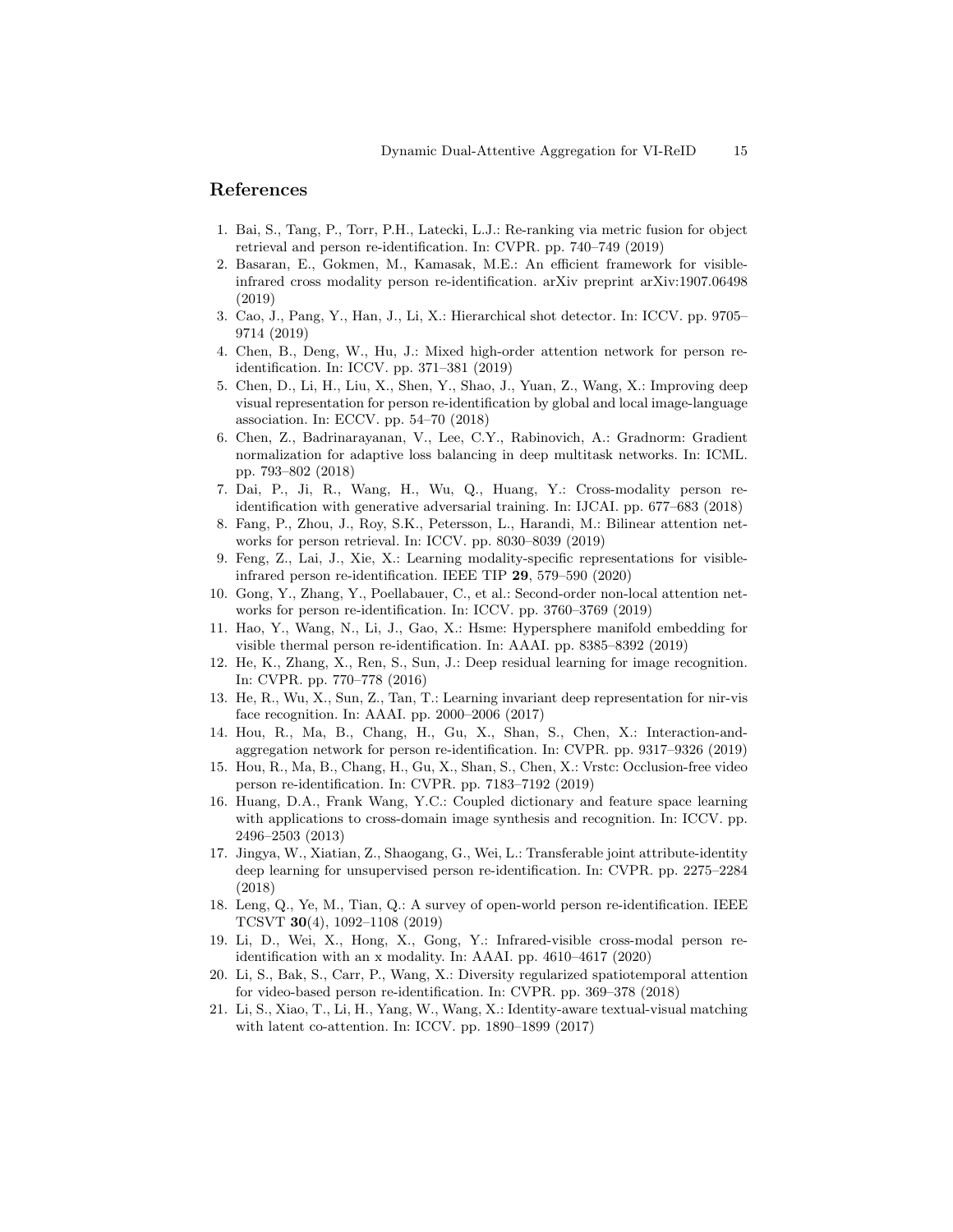## References

1. Bai, S., Tang, P., Torr, P.H., Latecki, L.J.: Re-ranking via metric fusion for object retrieval and person re-identification. In: CVPR. pp. 740–749 (2019)
2. Basaran, E., Gokmen, M., Kamasak, M.E.: An efficient framework for visible-infrared cross modality person re-identification. arXiv preprint arXiv:1907.06498 (2019)
3. Cao, J., Pang, Y., Han, J., Li, X.: Hierarchical shot detector. In: ICCV. pp. 9705–9714 (2019)
4. Chen, B., Deng, W., Hu, J.: Mixed high-order attention network for person re-identification. In: ICCV. pp. 371–381 (2019)
5. Chen, D., Li, H., Liu, X., Shen, Y., Shao, J., Yuan, Z., Wang, X.: Improving deep visual representation for person re-identification by global and local image-language association. In: ECCV. pp. 54–70 (2018)
6. Chen, Z., Badrinarayanan, V., Lee, C.Y., Rabinovich, A.: Gradnorm: Gradient normalization for adaptive loss balancing in deep multitask networks. In: ICML. pp. 793–802 (2018)
7. Dai, P., Ji, R., Wang, H., Wu, Q., Huang, Y.: Cross-modality person re-identification with generative adversarial training. In: IJCAI. pp. 677–683 (2018)
8. Fang, P., Zhou, J., Roy, S.K., Petersson, L., Harandi, M.: Bilinear attention networks for person retrieval. In: ICCV. pp. 8030–8039 (2019)
9. Feng, Z., Lai, J., Xie, X.: Learning modality-specific representations for visible-infrared person re-identification. IEEE TIP **29**, 579–590 (2020)
10. Gong, Y., Zhang, Y., Poellabauer, C., et al.: Second-order non-local attention networks for person re-identification. In: ICCV. pp. 3760–3769 (2019)
11. Hao, Y., Wang, N., Li, J., Gao, X.: Hsme: Hypersphere manifold embedding for visible thermal person re-identification. In: AAAI. pp. 8385–8392 (2019)
12. He, K., Zhang, X., Ren, S., Sun, J.: Deep residual learning for image recognition. In: CVPR. pp. 770–778 (2016)
13. He, R., Wu, X., Sun, Z., Tan, T.: Learning invariant deep representation for nir-vis face recognition. In: AAAI. pp. 2000–2006 (2017)
14. Hou, R., Ma, B., Chang, H., Gu, X., Shan, S., Chen, X.: Interaction-and-aggregation network for person re-identification. In: CVPR. pp. 9317–9326 (2019)
15. Hou, R., Ma, B., Chang, H., Gu, X., Shan, S., Chen, X.: Vrstc: Occlusion-free video person re-identification. In: CVPR. pp. 7183–7192 (2019)
16. Huang, D.A., Frank Wang, Y.C.: Coupled dictionary and feature space learning with applications to cross-domain image synthesis and recognition. In: ICCV. pp. 2496–2503 (2013)
17. Jingya, W., Xiatian, Z., Shaogang, G., Wei, L.: Transferable joint attribute-identity deep learning for unsupervised person re-identification. In: CVPR. pp. 2275–2284 (2018)
18. Leng, Q., Ye, M., Tian, Q.: A survey of open-world person re-identification. IEEE TCSVT **30**(4), 1092–1108 (2019)
19. Li, D., Wei, X., Hong, X., Gong, Y.: Infrared-visible cross-modal person re-identification with an x modality. In: AAAI. pp. 4610–4617 (2020)
20. Li, S., Bak, S., Carr, P., Wang, X.: Diversity regularized spatiotemporal attention for video-based person re-identification. In: CVPR. pp. 369–378 (2018)
21. Li, S., Xiao, T., Li, H., Yang, W., Wang, X.: Identity-aware textual-visual matching with latent co-attention. In: ICCV. pp. 1890–1899 (2017)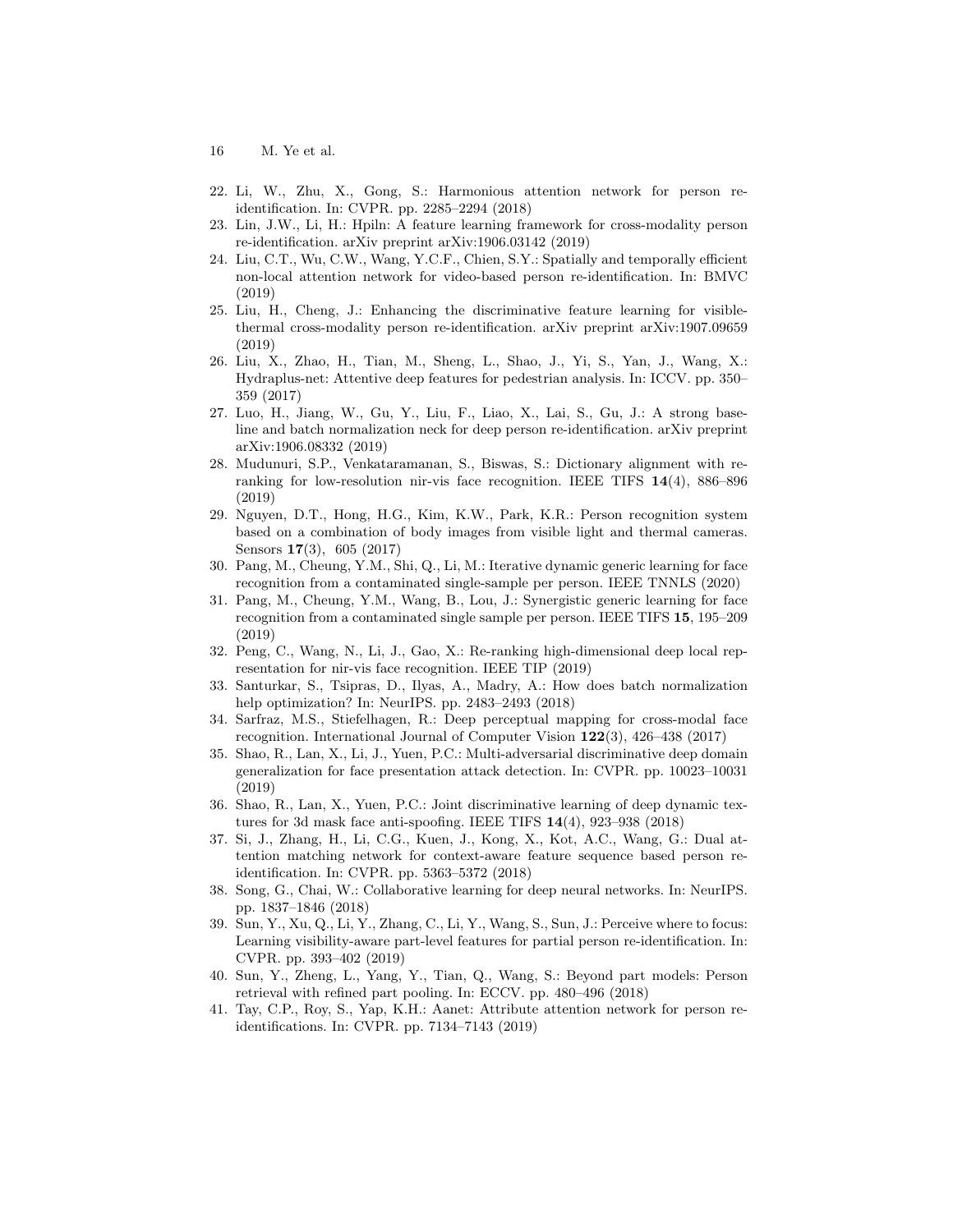22. Li, W., Zhu, X., Gong, S.: Harmonious attention network for person re-identification. In: CVPR. pp. 2285–2294 (2018)
23. Lin, J.W., Li, H.: Hpiln: A feature learning framework for cross-modality person re-identification. arXiv preprint arXiv:1906.03142 (2019)
24. Liu, C.T., Wu, C.W., Wang, Y.C.F., Chien, S.Y.: Spatially and temporally efficient non-local attention network for video-based person re-identification. In: BMVC (2019)
25. Liu, H., Cheng, J.: Enhancing the discriminative feature learning for visible-thermal cross-modality person re-identification. arXiv preprint arXiv:1907.09659 (2019)
26. Liu, X., Zhao, H., Tian, M., Sheng, L., Shao, J., Yi, S., Yan, J., Wang, X.: Hydraplus-net: Attentive deep features for pedestrian analysis. In: ICCV. pp. 350–359 (2017)
27. Luo, H., Jiang, W., Gu, Y., Liu, F., Liao, X., Lai, S., Gu, J.: A strong baseline and batch normalization neck for deep person re-identification. arXiv preprint arXiv:1906.08332 (2019)
28. Mudunuri, S.P., Venkataramanan, S., Biswas, S.: Dictionary alignment with re-ranking for low-resolution nir-vis face recognition. IEEE TIFS **14**(4), 886–896 (2019)
29. Nguyen, D.T., Hong, H.G., Kim, K.W., Park, K.R.: Person recognition system based on a combination of body images from visible light and thermal cameras. Sensors **17**(3), 605 (2017)
30. Pang, M., Cheung, Y.M., Shi, Q., Li, M.: Iterative dynamic generic learning for face recognition from a contaminated single-sample per person. IEEE TNNLS (2020)
31. Pang, M., Cheung, Y.M., Wang, B., Lou, J.: Synergistic generic learning for face recognition from a contaminated single sample per person. IEEE TIFS **15**, 195–209 (2019)
32. Peng, C., Wang, N., Li, J., Gao, X.: Re-ranking high-dimensional deep local representation for nir-vis face recognition. IEEE TIP (2019)
33. Santurkar, S., Tsipras, D., Ilyas, A., Madry, A.: How does batch normalization help optimization? In: NeurIPS. pp. 2483–2493 (2018)
34. Sarfraz, M.S., Stiefelhagen, R.: Deep perceptual mapping for cross-modal face recognition. International Journal of Computer Vision **122**(3), 426–438 (2017)
35. Shao, R., Lan, X., Li, J., Yuen, P.C.: Multi-adversarial discriminative deep domain generalization for face presentation attack detection. In: CVPR. pp. 10023–10031 (2019)
36. Shao, R., Lan, X., Yuen, P.C.: Joint discriminative learning of deep dynamic textures for 3d mask face anti-spoofing. IEEE TIFS **14**(4), 923–938 (2018)
37. Si, J., Zhang, H., Li, C.G., Kuen, J., Kong, X., Kot, A.C., Wang, G.: Dual attention matching network for context-aware feature sequence based person re-identification. In: CVPR. pp. 5363–5372 (2018)
38. Song, G., Chai, W.: Collaborative learning for deep neural networks. In: NeurIPS. pp. 1837–1846 (2018)
39. Sun, Y., Xu, Q., Li, Y., Zhang, C., Li, Y., Wang, S., Sun, J.: Perceive where to focus: Learning visibility-aware part-level features for partial person re-identification. In: CVPR. pp. 393–402 (2019)
40. Sun, Y., Zheng, L., Yang, Y., Tian, Q., Wang, S.: Beyond part models: Person retrieval with refined part pooling. In: ECCV. pp. 480–496 (2018)
41. Tay, C.P., Roy, S., Yap, K.H.: Aanet: Attribute attention network for person re-identifications. In: CVPR. pp. 7134–7143 (2019)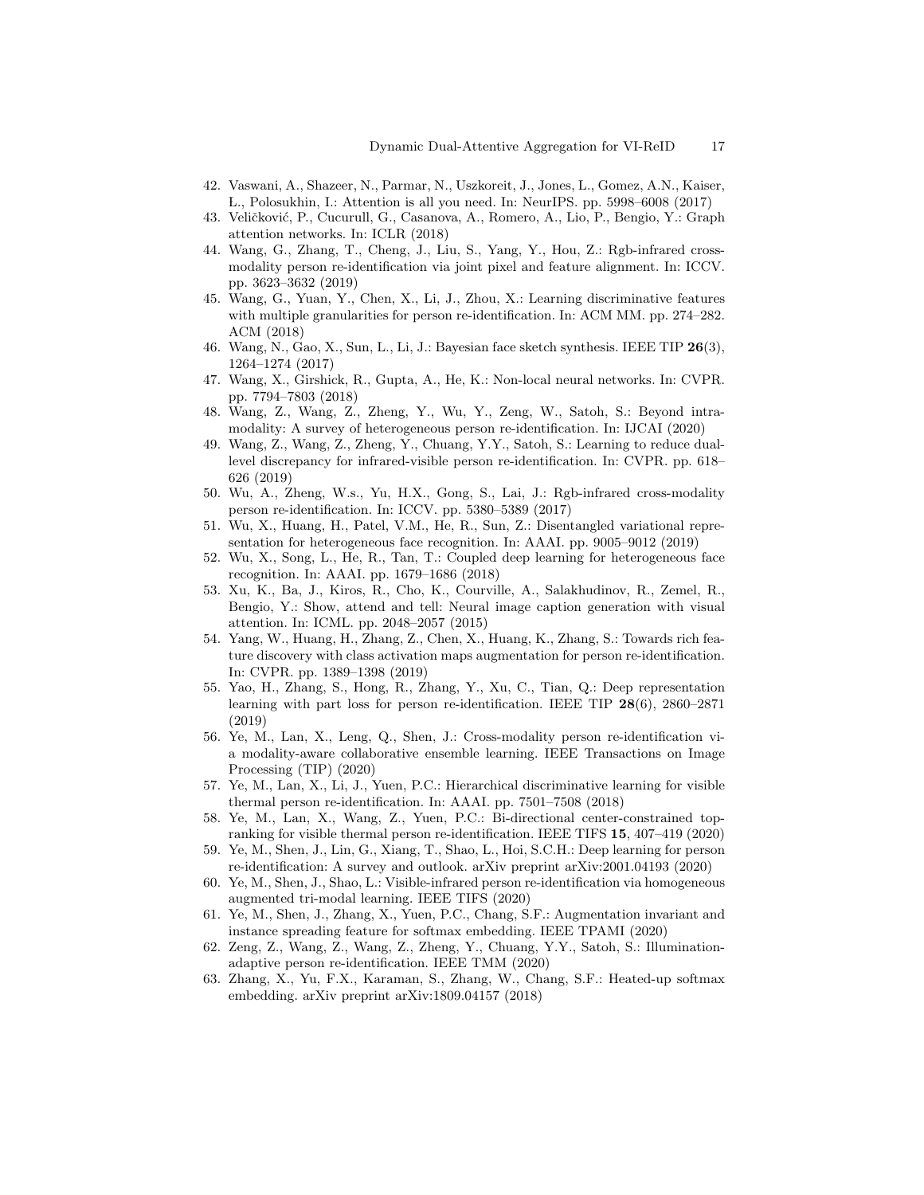42. Vaswani, A., Shazeer, N., Parmar, N., Uszkoreit, J., Jones, L., Gomez, A.N., Kaiser, L., Polosukhin, I.: Attention is all you need. In: NeurIPS. pp. 5998–6008 (2017)
43. Veličković, P., Cucurull, G., Casanova, A., Romero, A., Lio, P., Bengio, Y.: Graph attention networks. In: ICLR (2018)
44. Wang, G., Zhang, T., Cheng, J., Liu, S., Yang, Y., Hou, Z.: Rgb-infrared cross-modality person re-identification via joint pixel and feature alignment. In: ICCV. pp. 3623–3632 (2019)
45. Wang, G., Yuan, Y., Chen, X., Li, J., Zhou, X.: Learning discriminative features with multiple granularities for person re-identification. In: ACM MM. pp. 274–282. ACM (2018)
46. Wang, N., Gao, X., Sun, L., Li, J.: Bayesian face sketch synthesis. IEEE TIP **26**(3), 1264–1274 (2017)
47. Wang, X., Girshick, R., Gupta, A., He, K.: Non-local neural networks. In: CVPR. pp. 7794–7803 (2018)
48. Wang, Z., Wang, Z., Zheng, Y., Wu, Y., Zeng, W., Satoh, S.: Beyond intra-modality: A survey of heterogeneous person re-identification. In: IJCAI (2020)
49. Wang, Z., Wang, Z., Zheng, Y., Chuang, Y.Y., Satoh, S.: Learning to reduce dual-level discrepancy for infrared-visible person re-identification. In: CVPR. pp. 618–626 (2019)
50. Wu, A., Zheng, W.s., Yu, H.X., Gong, S., Lai, J.: Rgb-infrared cross-modality person re-identification. In: ICCV. pp. 5380–5389 (2017)
51. Wu, X., Huang, H., Patel, V.M., He, R., Sun, Z.: Disentangled variational representation for heterogeneous face recognition. In: AAAI. pp. 9005–9012 (2019)
52. Wu, X., Song, L., He, R., Tan, T.: Coupled deep learning for heterogeneous face recognition. In: AAAI. pp. 1679–1686 (2018)
53. Xu, K., Ba, J., Kiros, R., Cho, K., Courville, A., Salakhudinov, R., Zemel, R., Bengio, Y.: Show, attend and tell: Neural image caption generation with visual attention. In: ICML. pp. 2048–2057 (2015)
54. Yang, W., Huang, H., Zhang, Z., Chen, X., Huang, K., Zhang, S.: Towards rich feature discovery with class activation maps augmentation for person re-identification. In: CVPR. pp. 1389–1398 (2019)
55. Yao, H., Zhang, S., Hong, R., Zhang, Y., Xu, C., Tian, Q.: Deep representation learning with part loss for person re-identification. IEEE TIP **28**(6), 2860–2871 (2019)
56. Ye, M., Lan, X., Leng, Q., Shen, J.: Cross-modality person re-identification via a modality-aware collaborative ensemble learning. IEEE Transactions on Image Processing (TIP) (2020)
57. Ye, M., Lan, X., Li, J., Yuen, P.C.: Hierarchical discriminative learning for visible thermal person re-identification. In: AAAI. pp. 7501–7508 (2018)
58. Ye, M., Lan, X., Wang, Z., Yuen, P.C.: Bi-directional center-constrained top-ranking for visible thermal person re-identification. IEEE TIFS **15**, 407–419 (2020)
59. Ye, M., Shen, J., Lin, G., Xiang, T., Shao, L., Hoi, S.C.H.: Deep learning for person re-identification: A survey and outlook. arXiv preprint arXiv:2001.04193 (2020)
60. Ye, M., Shen, J., Shao, L.: Visible-infrared person re-identification via homogeneous augmented tri-modal learning. IEEE TIFS (2020)
61. Ye, M., Shen, J., Zhang, X., Yuen, P.C., Chang, S.F.: Augmentation invariant and instance spreading feature for softmax embedding. IEEE TPAMI (2020)
62. Zeng, Z., Wang, Z., Wang, Z., Zheng, Y., Chuang, Y.Y., Satoh, S.: Illumination-adaptive person re-identification. IEEE TMM (2020)
63. Zhang, X., Yu, F.X., Karaman, S., Zhang, W., Chang, S.F.: Heated-up softmax embedding. arXiv preprint arXiv:1809.04157 (2018)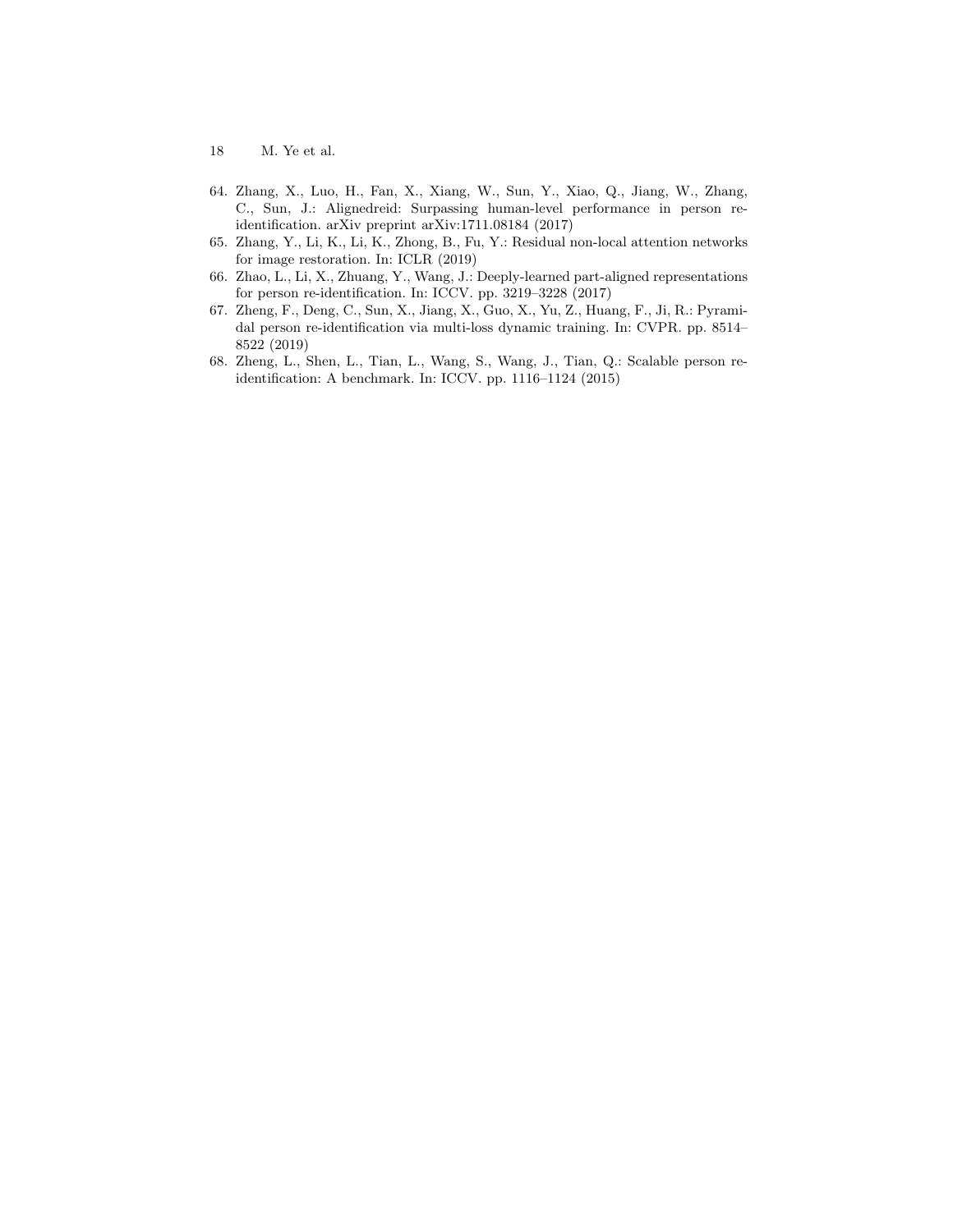64. Zhang, X., Luo, H., Fan, X., Xiang, W., Sun, Y., Xiao, Q., Jiang, W., Zhang, C., Sun, J.: Alignedreid: Surpassing human-level performance in person re-identification. arXiv preprint arXiv:1711.08184 (2017)
65. Zhang, Y., Li, K., Li, K., Zhong, B., Fu, Y.: Residual non-local attention networks for image restoration. In: ICLR (2019)
66. Zhao, L., Li, X., Zhuang, Y., Wang, J.: Deeply-learned part-aligned representations for person re-identification. In: ICCV. pp. 3219–3228 (2017)
67. Zheng, F., Deng, C., Sun, X., Jiang, X., Guo, X., Yu, Z., Huang, F., Ji, R.: Pyramidal person re-identification via multi-loss dynamic training. In: CVPR. pp. 8514–8522 (2019)
68. Zheng, L., Shen, L., Tian, L., Wang, S., Wang, J., Tian, Q.: Scalable person re-identification: A benchmark. In: ICCV. pp. 1116–1124 (2015)